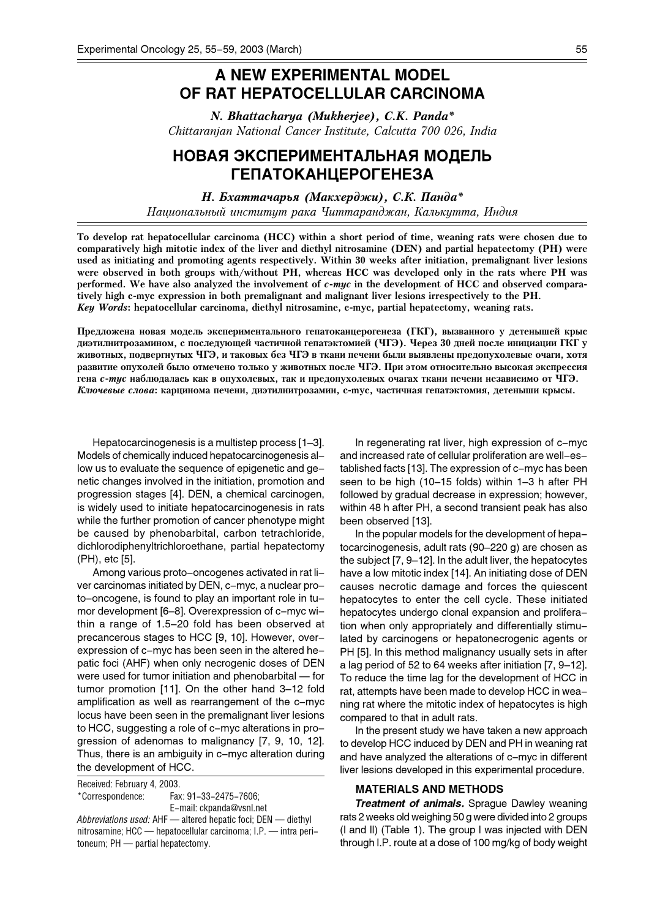# A NEW EXPERIMENTAL MODEL OF RAT HEPATOCELLULAR CARCINOMA

*N. Bhattacharya (Mukherjee), C.K. Panda\**

*Chittaranjan National Cancer Institute, Calcutta 700 026, India*

# НОВАЯ ЭКСПЕРИМЕНТАЛЬНАЯ МОДЕЛЬ ГЕПАТОКАНЦЕРОГЕНЕЗА

*Н. Бхаттачарья (Макхерджи), С.К. Панда\**

*Национальный институт рака Читтаранджан, Калькутта, Индия*

**To develop rat hepatocellular carcinoma (HCC) within a short period of time, weaning rats were chosen due to comparatively high mitotic index of the liver and diethyl nitrosamine (DEN) and partial hepatectomy (PH) were used as initiating and promoting agents respectively. Within 30 weeks after initiation, premalignant liver lesions were observed in both groups with/without PH, whereas HCC was developed only in the rats where PH was performed. We have also analyzed the involvement of *c-myc* in the development of HCC and observed comparatively high c-myc expression in both premalignant and malignant liver lesions irrespectively to the PH.**
***Key Words*: hepatocellular carcinoma, diethyl nitrosamine, c-myc, partial hepatectomy, weaning rats.**

**Предложена новая модель экспериментального гепатоканцерогенеза (ГКГ), вызванного у детенышей крыс диэтилнитрозамином, с последующей частичной гепатэктомией (ЧГЭ). Через 30 дней после инициации ГКГ у животных, подвергнутых ЧГЭ, и таковых без ЧГЭ в ткани печени были выявлены предопухолевые очаги, хотя развитие опухолей было отмечено только у животных после ЧГЭ. При этом относительно высокая экспрессия гена *c-myc* наблюдалась как в опухолевых, так и предопухолевых очагах ткани печени независимо от ЧГЭ.**
***Ключевые слова*: карцинома печени, диэтилнитрозамин, c-myc, частичная гепатэктомия, детеныши крысы.**

Hepatocarcinogenesis is a multistep process [1–3]. Models of chemically induced hepatocarcinogenesis allow us to evaluate the sequence of epigenetic and genetic changes involved in the initiation, promotion and progression stages [4]. DEN, a chemical carcinogen, is widely used to initiate hepatocarcinogenesis in rats while the further promotion of cancer phenotype might be caused by phenobarbital, carbon tetrachloride, dichlorodiphenyltrichloroethane, partial hepatectomy (PH), etc [5].

Among various proto-oncogenes activated in rat liver carcinomas initiated by DEN, c-myc, a nuclear proto-oncogene, is found to play an important role in tumor development [6–8]. Overexpression of c-myc within a range of 1.5–20 fold has been observed at precancerous stages to HCC [9, 10]. However, overexpression of c-myc has been seen in the altered hepatic foci (AHF) when only necrogenic doses of DEN were used for tumor initiation and phenobarbital — for tumor promotion [11]. On the other hand 3–12 fold amplification as well as rearrangement of the c-myc locus have been seen in the premalignant liver lesions to HCC, suggesting a role of c-myc alterations in progression of adenomas to malignancy [7, 9, 10, 12]. Thus, there is an ambiguity in c-myc alteration during the development of HCC.

Received: February 4, 2003.
\*Correspondence: Fax: 91-33-2475-7606; E-mail: ckpanda@vsnl.net
*Abbreviations used:* AHF — altered hepatic foci; DEN — diethyl nitrosamine; HCC — hepatocellular carcinoma; I.P. — intra peritoneum; PH — partial hepatectomy.

In regenerating rat liver, high expression of c-myc and increased rate of cellular proliferation are well-established facts [13]. The expression of c-myc has been seen to be high (10–15 folds) within 1–3 h after PH followed by gradual decrease in expression; however, within 48 h after PH, a second transient peak has also been observed [13].

In the popular models for the development of hepatocarcinogenesis, adult rats (90–220 g) are chosen as the subject [7, 9–12]. In the adult liver, the hepatocytes have a low mitotic index [14]. An initiating dose of DEN causes necrotic damage and forces the quiescent hepatocytes to enter the cell cycle. These initiated hepatocytes undergo clonal expansion and proliferation when only appropriately and differentially stimulated by carcinogens or hepatonecrogenic agents or PH [5]. In this method malignancy usually sets in after a lag period of 52 to 64 weeks after initiation [7, 9–12]. To reduce the time lag for the development of HCC in rat, attempts have been made to develop HCC in weaning rat where the mitotic index of hepatocytes is high compared to that in adult rats.

In the present study we have taken a new approach to develop HCC induced by DEN and PH in weaning rat and have analyzed the alterations of c-myc in different liver lesions developed in this experimental procedure.

## MATERIALS AND METHODS

***Treatment of animals.*** Sprague Dawley weaning rats 2 weeks old weighing 50 g were divided into 2 groups (I and II) (Table 1). The group I was injected with DEN through I.P. route at a dose of 100 mg/kg of body weight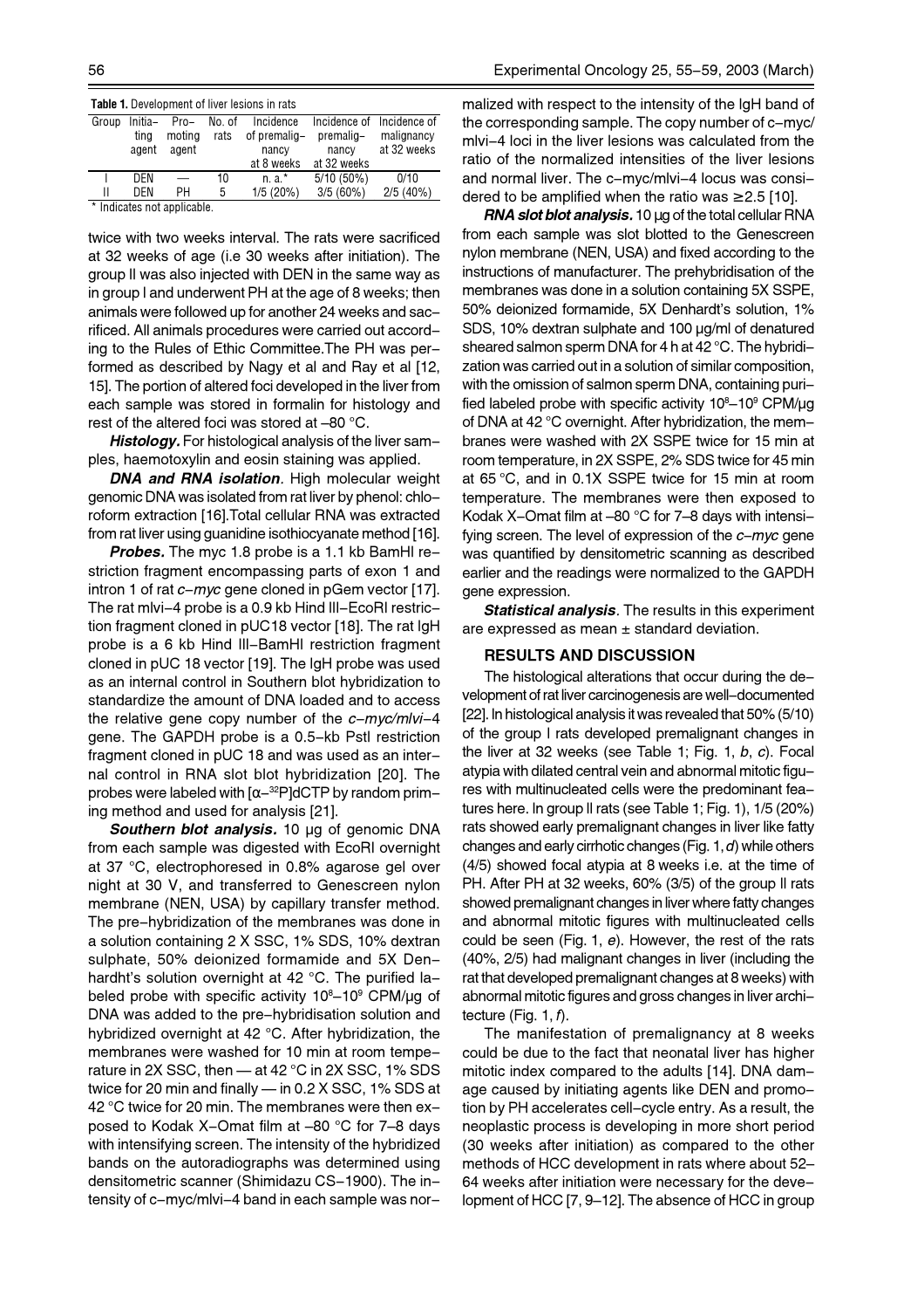**Table 1.** Development of liver lesions in rats

| Group | Initiating agent | Promoting agent | No. of rats | Incidence of premalignancy at 8 weeks | Incidence of premalignancy at 32 weeks | Incidence of malignancy at 32 weeks |
|---|---|---|---|---|---|---|
| I | DEN | — | 10 | n. a.* | 5/10 (50%) | 0/10 |
| II | DEN | PH | 5 | 1/5 (20%) | 3/5 (60%) | 2/5 (40%) |

\* Indicates not applicable.

twice with two weeks interval. The rats were sacrificed at 32 weeks of age (i.e 30 weeks after initiation). The group II was also injected with DEN in the same way as in group I and underwent PH at the age of 8 weeks; then animals were followed up for another 24 weeks and sacrificed. All animals procedures were carried out according to the Rules of Ethic Committee.The PH was performed as described by Nagy et al and Ray et al [12, 15]. The portion of altered foci developed in the liver from each sample was stored in formalin for histology and rest of the altered foci was stored at –80 °C.

***Histology.*** For histological analysis of the liver samples, haemotoxylin and eosin staining was applied.

***DNA and RNA isolation***. High molecular weight genomic DNA was isolated from rat liver by phenol: chloroform extraction [16].Total cellular RNA was extracted from rat liver using guanidine isothiocyanate method [16].

***Probes.*** The myc 1.8 probe is a 1.1 kb BamHI restriction fragment encompassing parts of exon 1 and intron 1 of rat *c–myc* gene cloned in pGem vector [17]. The rat mlvi–4 probe is a 0.9 kb Hind III–EcoRI restriction fragment cloned in pUC18 vector [18]. The rat IgH probe is a 6 kb Hind III–BamHI restriction fragment cloned in pUC 18 vector [19]. The IgH probe was used as an internal control in Southern blot hybridization to standardize the amount of DNA loaded and to access the relative gene copy number of the *c–myc/mlvi–*4 gene. The GAPDH probe is a 0.5–kb PstI restriction fragment cloned in pUC 18 and was used as an internal control in RNA slot blot hybridization [20]. The probes were labeled with [$\alpha$–$^{32}$P]dCTP by random priming method and used for analysis [21].

***Southern blot analysis.*** 10 µg of genomic DNA from each sample was digested with EcoRI overnight at 37 °C, electrophoresed in 0.8% agarose gel over night at 30 V, and transferred to Genescreen nylon membrane (NEN, USA) by capillary transfer method. The pre–hybridization of the membranes was done in a solution containing 2 X SSC, 1% SDS, 10% dextran sulphate, 50% deionized formamide and 5X Denhardt's solution overnight at 42 °C. The purified labeled probe with specific activity $10^8$–$10^9$ CPM/µg of DNA was added to the pre–hybridisation solution and hybridized overnight at 42 °C. After hybridization, the membranes were washed for 10 min at room temperature in 2X SSC, then — at 42 °C in 2X SSC, 1% SDS twice for 20 min and finally — in 0.2 X SSC, 1% SDS at 42 °C twice for 20 min. The membranes were then exposed to Kodak X–Omat film at –80 °C for 7–8 days with intensifying screen. The intensity of the hybridized bands on the autoradiographs was determined using densitometric scanner (Shimidazu CS–1900). The intensity of c–myc/mlvi–4 band in each sample was normalized with respect to the intensity of the IgH band of the corresponding sample. The copy number of c–myc/mlvi–4 loci in the liver lesions was calculated from the ratio of the normalized intensities of the liver lesions and normal liver. The c–myc/mlvi–4 locus was considered to be amplified when the ratio was ≥2.5 [10].

***RNA slot blot analysis.*** 10 µg of the total cellular RNA from each sample was slot blotted to the Genescreen nylon membrane (NEN, USA) and fixed according to the instructions of manufacturer. The prehybridisation of the membranes was done in a solution containing 5X SSPE, 50% deionized formamide, 5X Denhardt's solution, 1% SDS, 10% dextran sulphate and 100 µg/ml of denatured sheared salmon sperm DNA for 4 h at 42 °C. The hybridization was carried out in a solution of similar composition, with the omission of salmon sperm DNA, containing purified labeled probe with specific activity $10^8$–$10^9$ CPM/µg of DNA at 42 °C overnight. After hybridization, the membranes were washed with 2X SSPE twice for 15 min at room temperature, in 2X SSPE, 2% SDS twice for 45 min at 65 °C, and in 0.1X SSPE twice for 15 min at room temperature. The membranes were then exposed to Kodak X–Omat film at –80 °C for 7–8 days with intensifying screen. The level of expression of the *c–myc* gene was quantified by densitometric scanning as described earlier and the readings were normalized to the GAPDH gene expression.

***Statistical analysis***. The results in this experiment are expressed as mean ± standard deviation.

## RESULTS AND DISCUSSION

The histological alterations that occur during the development of rat liver carcinogenesis are well–documented [22]. In histological analysis it was revealed that 50% (5/10) of the group I rats developed premalignant changes in the liver at 32 weeks (see Table 1; Fig. 1, *b*, *c*). Focal atypia with dilated central vein and abnormal mitotic figures with multinucleated cells were the predominant features here. In group II rats (see Table 1; Fig. 1), 1/5 (20%) rats showed early premalignant changes in liver like fatty changes and early cirrhotic changes (Fig. 1, *d*) while others (4/5) showed focal atypia at 8 weeks i.e. at the time of PH. After PH at 32 weeks, 60% (3/5) of the group II rats showed premalignant changes in liver where fatty changes and abnormal mitotic figures with multinucleated cells could be seen (Fig. 1, *e*). However, the rest of the rats (40%, 2/5) had malignant changes in liver (including the rat that developed premalignant changes at 8 weeks) with abnormal mitotic figures and gross changes in liver architecture (Fig. 1, *f*).

The manifestation of premalignancy at 8 weeks could be due to the fact that neonatal liver has higher mitotic index compared to the adults [14]. DNA damage caused by initiating agents like DEN and promotion by PH accelerates cell–cycle entry. As a result, the neoplastic process is developing in more short period (30 weeks after initiation) as compared to the other methods of HCC development in rats where about 52–64 weeks after initiation were necessary for the development of HCC [7, 9–12]. The absence of HCC in group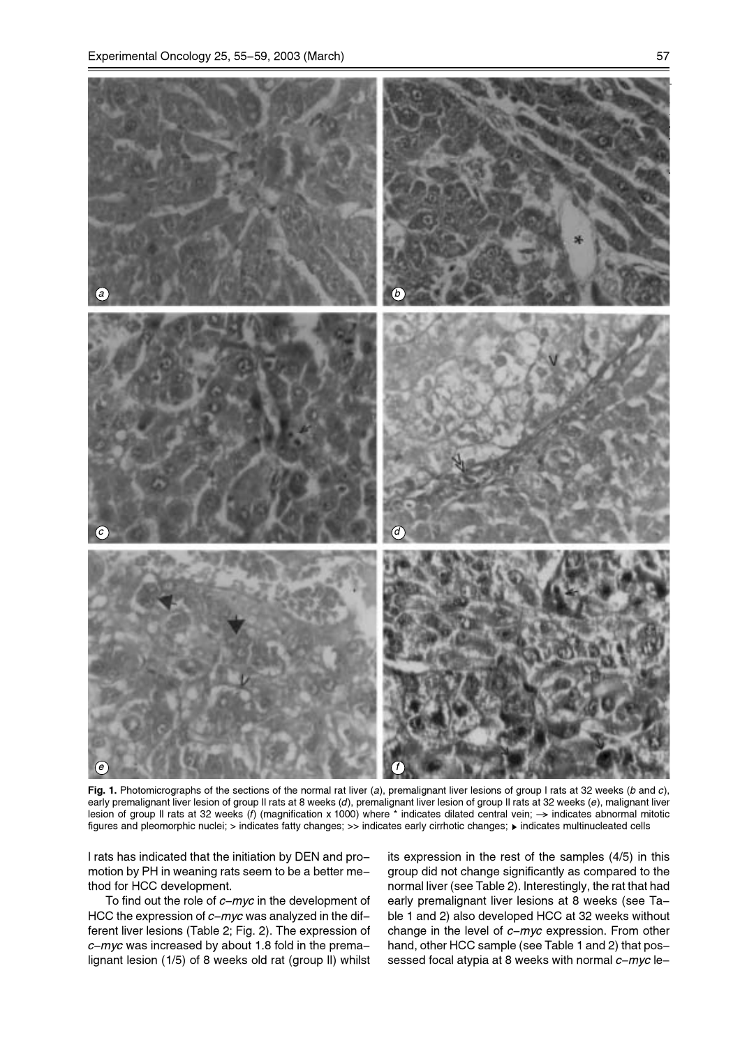**Fig. 1.** Photomicrographs of the sections of the normal rat liver (*a*), premalignant liver lesions of group I rats at 32 weeks (*b* and *c*), early premalignant liver lesion of group II rats at 8 weeks (*d*), premalignant liver lesion of group II rats at 32 weeks (*e*), malignant liver lesion of group II rats at 32 weeks (*f*) (magnification x 1000) where * indicates dilated central vein; –> indicates abnormal mitotic figures and pleomorphic nuclei; > indicates fatty changes; >> indicates early cirrhotic changes; ▸ indicates multinucleated cells

I rats has indicated that the initiation by DEN and promotion by PH in weaning rats seem to be a better method for HCC development.

To find out the role of *c–myc* in the development of HCC the expression of *c–myc* was analyzed in the different liver lesions (Table 2; Fig. 2). The expression of *c–myc* was increased by about 1.8 fold in the premalignant lesion (1/5) of 8 weeks old rat (group II) whilst its expression in the rest of the samples (4/5) in this group did not change significantly as compared to the normal liver (see Table 2). Interestingly, the rat that had early premalignant liver lesions at 8 weeks (see Table 1 and 2) also developed HCC at 32 weeks without change in the level of *c–myc* expression. From other hand, other HCC sample (see Table 1 and 2) that possessed focal atypia at 8 weeks with normal *c–myc* le–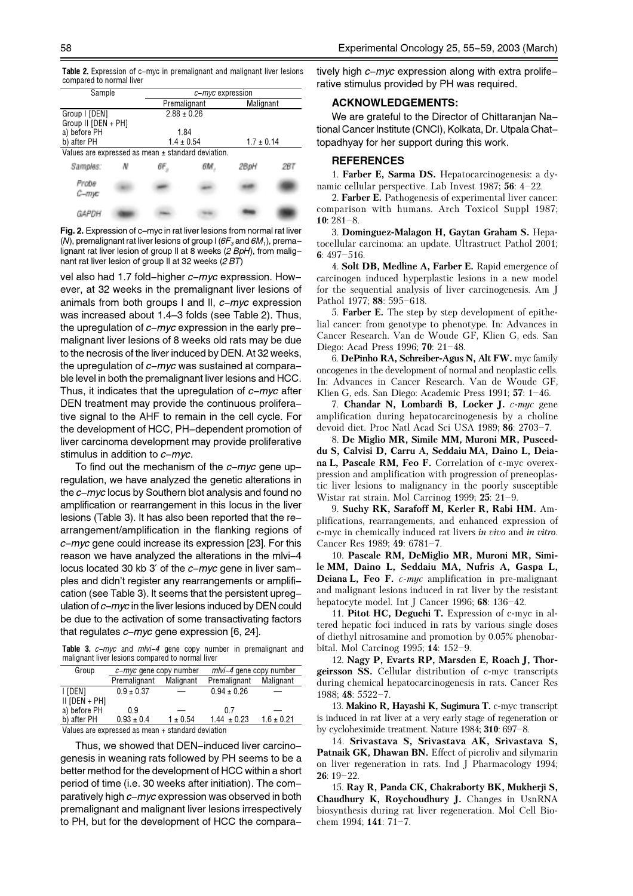**Table 2.** Expression of c–myc in premalignant and malignant liver lesions compared to normal liver

| Sample | *c–myc* expression | |
|---|---|---|
| | Premalignant | Malignant |
| Group I [DEN] | 2.88 ± 0.26 | |
| Group II [DEN + PH] | | |
| a) before PH | 1.84 | |
| b) after PH | 1.4 ± 0.54 | 1.7 ± 0.14 |

Values are expressed as mean ± standard deviation.

**Fig. 2.** Expression of c–myc in rat liver lesions from normal rat liver (*N*), premalignant rat liver lesions of group I (*6F$_3$* and *6M$_1$*), premalignant rat liver lesion of group II at 8 weeks (*2 BpH*), from malignant rat liver lesion of group II at 32 weeks (*2 BT*)

vel also had 1.7 fold–higher *c–myc* expression. However, at 32 weeks in the premalignant liver lesions of animals from both groups I and II, *c–myc* expression was increased about 1.4–3 folds (see Table 2). Thus, the upregulation of *c–myc* expression in the early premalignant liver lesions of 8 weeks old rats may be due to the necrosis of the liver induced by DEN. At 32 weeks, the upregulation of *c–myc* was sustained at comparable level in both the premalignant liver lesions and HCC. Thus, it indicates that the upregulation of *c–myc* after DEN treatment may provide the continuous proliferative signal to the AHF to remain in the cell cycle. For the development of HCC, PH–dependent promotion of liver carcinoma development may provide proliferative stimulus in addition to *c–myc*.

To find out the mechanism of the *c–myc* gene upregulation, we have analyzed the genetic alterations in the *c–myc* locus by Southern blot analysis and found no amplification or rearrangement in this locus in the liver lesions (Table 3). It has also been reported that the rearrangement/amplification in the flanking regions of *c–myc* gene could increase its expression [23]. For this reason we have analyzed the alterations in the mlvi–4 locus located 30 kb 3′ of the *c–myc* gene in liver samples and didn't register any rearrangements or amplification (see Table 3). It seems that the persistent upregulation of *c–myc* in the liver lesions induced by DEN could be due to the activation of some transactivating factors that regulates *c–myc* gene expression [6, 24].

**Table 3.** *c–myc* and *mlvi–4* gene copy number in premalignant and malignant liver lesions compared to normal liver

| Group | *c–myc* gene copy number | | *mlvi–4* gene copy number | |
|---|---|---|---|---|
| | Premalignant | Malignant | Premalignant | Malignant |
| I [DEN] | 0.9 ± 0.37 | — | 0.94 ± 0.26 | — |
| II [DEN + PH] | | | | |
| a) before PH | 0.9 | — | 0.7 | — |
| b) after PH | 0.93 ± 0.4 | 1 ± 0.54 | 1.44 ± 0.23 | 1.6 ± 0.21 |

Values are expressed as mean + standard deviation

Thus, we showed that DEN–induced liver carcinogenesis in weaning rats followed by PH seems to be a better method for the development of HCC within a short period of time (i.e. 30 weeks after initiation). The comparatively high *c–myc* expression was observed in both premalignant and malignant liver lesions irrespectively to PH, but for the development of HCC the comparatively high *c–myc* expression along with extra proliferative stimulus provided by PH was required.

## ACKNOWLEDGEMENTS:

We are grateful to the Director of Chittaranjan National Cancer Institute (CNCI), Kolkata, Dr. Utpala Chattopadhyay for her support during this work.

## REFERENCES

1. **Farber E, Sarma DS.** Hepatocarcinogenesis: a dynamic cellular perspective. Lab Invest 1987; **56**: 4–22.
2. **Farber E.** Pathogenesis of experimental liver cancer: comparison with humans. Arch Toxicol Suppl 1987; **10**: 281–8.
3. **Dominguez-Malagon H, Gaytan Graham S.** Hepatocellular carcinoma: an update. Ultrastruct Pathol 2001; **6**: 497–516.
4. **Solt DB, Medline A, Farber E.** Rapid emergence of carcinogen induced hyperplastic lesions in a new model for the sequential analysis of liver carcinogenesis. Am J Pathol 1977; **88**: 595–618.
5. **Farber E.** The step by step development of epithelial cancer: from genotype to phenotype. In: Advances in Cancer Research. Van de Woude GF, Klien G, eds. San Diego: Acad Press 1996; **70**: 21–48.
6. **DePinho RA, Schreiber-Agus N, Alt FW.** myc family oncogenes in the development of normal and neoplastic cells. In: Advances in Cancer Research. Van de Woude GF, Klien G, eds. San Diego: Academic Press 1991; **57**: 1–46.
7. **Chandar N, Lombardi B, Locker J.** *c-myc* gene amplification during hepatocarcinogenesis by a choline devoid diet. Proc Natl Acad Sci USA 1989; **86**: 2703–7.
8. **De Miglio MR, Simile MM, Muroni MR, Pusceddu S, Calvisi D, Carru A, Seddaiu MA, Daino L, Deiana L, Pascale RM, Feo F.** Correlation of c-myc overexpression and amplification with progression of preneoplastic liver lesions to malignancy in the poorly susceptible Wistar rat strain. Mol Carcinog 1999; **25**: 21–9.
9. **Suchy RK, Sarafoff M, Kerler R, Rabi HM.** Amplifications, rearrangements, and enhanced expression of c-myc in chemically induced rat livers *in vivo* and *in vitro*. Cancer Res 1989; **49**: 6781–7.
10. **Pascale RM, DeMiglio MR, Muroni MR, Simile MM, Daino L, Seddaiu MA, Nufris A, Gaspa L, Deiana L, Feo F.** *c-myc* amplification in pre-malignant and malignant lesions induced in rat liver by the resistant hepatocyte model. Int J Cancer 1996; **68**: 136–42.
11. **Pitot HC, Deguchi T.** Expression of c-myc in altered hepatic foci induced in rats by various single doses of diethyl nitrosamine and promotion by 0.05% phenobarbital. Mol Carcinog 1995; **14**: 152–9.
12. **Nagy P, Evarts RP, Marsden E, Roach J, Thorgeirsson SS.** Cellular distribution of c-myc transcripts during chemical hepatocarcinogenesis in rats. Cancer Res 1988; **48**: 5522–7.
13. **Makino R, Hayashi K, Sugimura T.** c-myc transcript is induced in rat liver at a very early stage of regeneration or by cycloheximide treatment. Nature 1984; **310**: 697–8.
14. **Srivastava S, Srivastava AK, Srivastava S, Patnaik GK, Dhawan BN.** Effect of picroliv and silymarin on liver regeneration in rats. Ind J Pharmacology 1994; **26**: 19–22.
15. **Ray R, Panda CK, Chakraborty BK, Mukherji S, Chaudhury K, Roychoudhury J.** Changes in UsnRNA biosynthesis during rat liver regeneration. Mol Cell Biochem 1994; **141**: 71–7.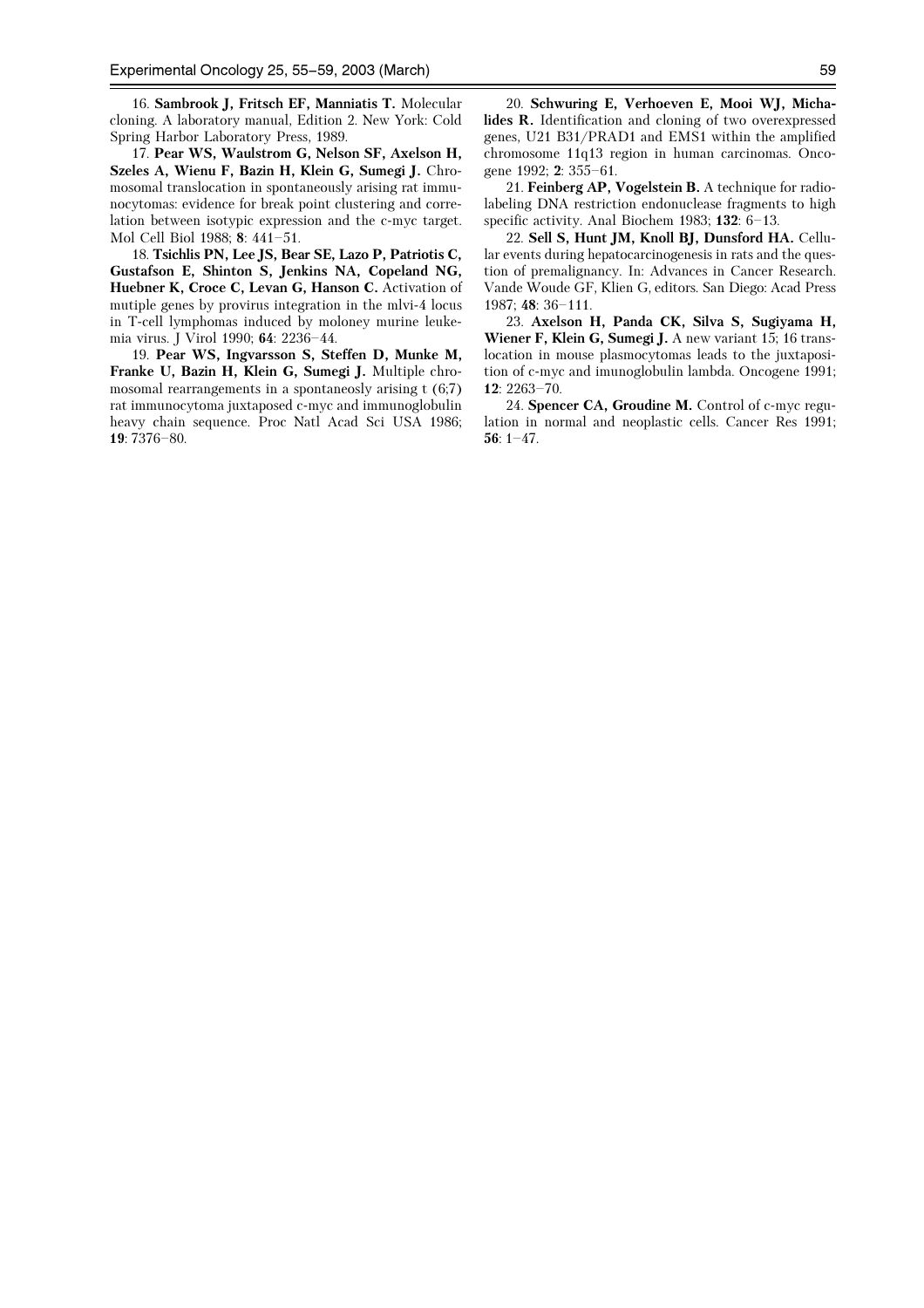16. **Sambrook J, Fritsch EF, Manniatis T.** Molecular cloning. A laboratory manual, Edition 2. New York: Cold Spring Harbor Laboratory Press, 1989.

17. **Pear WS, Waulstrom G, Nelson SF, Axelson H, Szeles A, Wienu F, Bazin H, Klein G, Sumegi J.** Chromosomal translocation in spontaneously arising rat immunocytomas: evidence for break point clustering and correlation between isotypic expression and the c-myc target. Mol Cell Biol 1988; **8**: 441–51.

18. **Tsichlis PN, Lee JS, Bear SE, Lazo P, Patriotis C, Gustafson E, Shinton S, Jenkins NA, Copeland NG, Huebner K, Croce C, Levan G, Hanson C.** Activation of mutiple genes by provirus integration in the mlvi-4 locus in T-cell lymphomas induced by moloney murine leukemia virus. J Virol 1990; **64**: 2236–44.

19. **Pear WS, Ingvarsson S, Steffen D, Munke M, Franke U, Bazin H, Klein G, Sumegi J.** Multiple chromosomal rearrangements in a spontaneosly arising t (6;7) rat immunocytoma juxtaposed c-myc and immunoglobulin heavy chain sequence. Proc Natl Acad Sci USA 1986; **19**: 7376–80.

20. **Schwuring E, Verhoeven E, Mooi WJ, Michalides R.** Identification and cloning of two overexpressed genes, U21 B31/PRAD1 and EMS1 within the amplified chromosome 11q13 region in human carcinomas. Oncogene 1992; **2**: 355–61.

21. **Feinberg AP, Vogelstein B.** A technique for radiolabeling DNA restriction endonuclease fragments to high specific activity. Anal Biochem 1983; **132**: 6–13.

22. **Sell S, Hunt JM, Knoll BJ, Dunsford HA.** Cellular events during hepatocarcinogenesis in rats and the question of premalignancy. In: Advances in Cancer Research. Vande Woude GF, Klien G, editors. San Diego: Acad Press 1987; **48**: 36–111.

23. **Axelson H, Panda CK, Silva S, Sugiyama H, Wiener F, Klein G, Sumegi J.** A new variant 15; 16 translocation in mouse plasmocytomas leads to the juxtaposition of c-myc and imunoglobulin lambda. Oncogene 1991; **12**: 2263–70.

24. **Spencer CA, Groudine M.** Control of c-myc regulation in normal and neoplastic cells. Cancer Res 1991; **56**: 1–47.